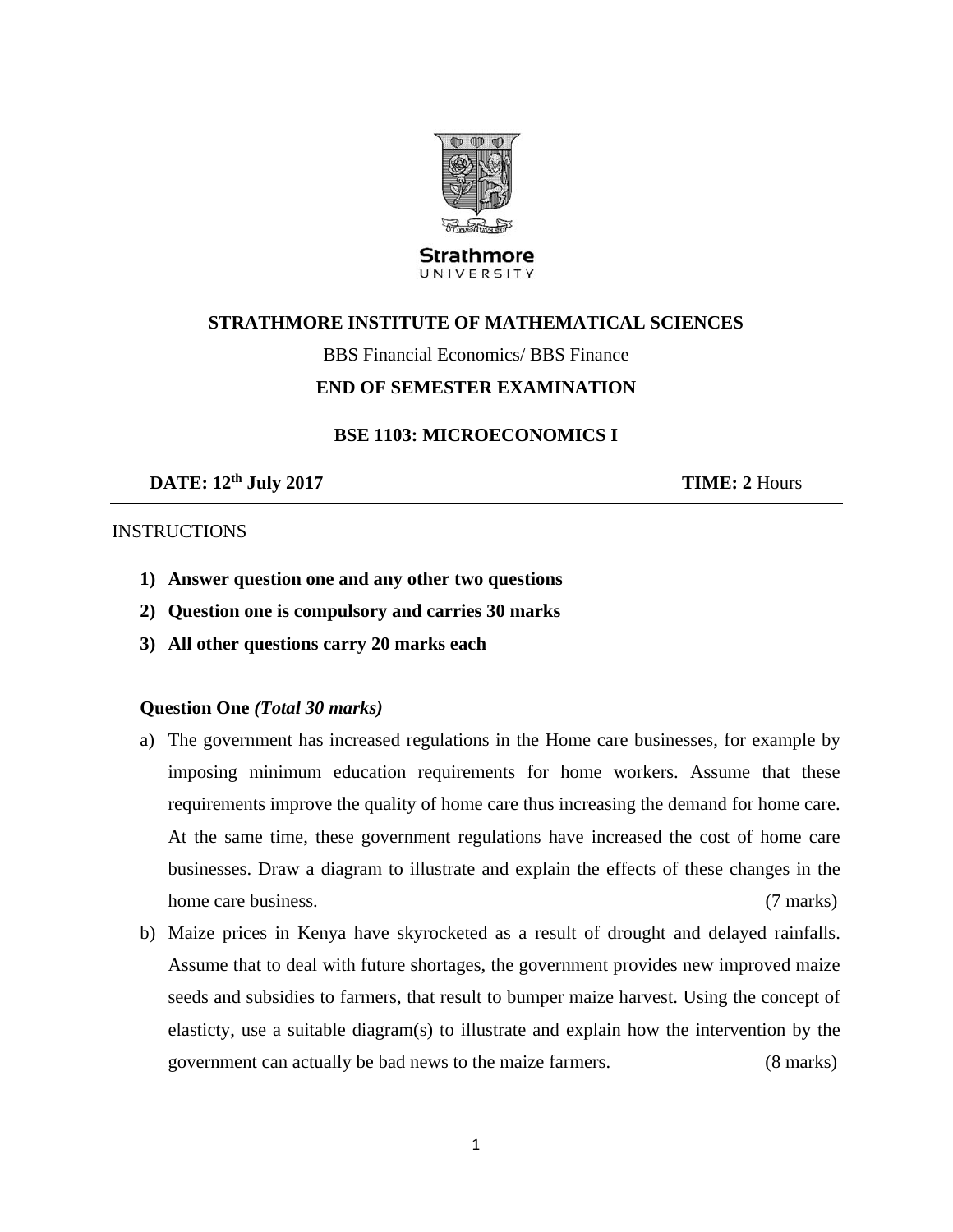**Strathmore**
UNIVERSITY

**STRATHMORE INSTITUTE OF MATHEMATICAL SCIENCES**

BBS Financial Economics/ BBS Finance

**END OF SEMESTER EXAMINATION**

**BSE 1103: MICROECONOMICS I**

**DATE: 12th July 2017** **TIME: 2** Hours

INSTRUCTIONS

1) **Answer question one and any other two questions**
2) **Question one is compulsory and carries 30 marks**
3) **All other questions carry 20 marks each**

**Question One** ***(Total 30 marks)***

a) The government has increased regulations in the Home care businesses, for example by imposing minimum education requirements for home workers. Assume that these requirements improve the quality of home care thus increasing the demand for home care. At the same time, these government regulations have increased the cost of home care businesses. Draw a diagram to illustrate and explain the effects of these changes in the home care business. (7 marks)

b) Maize prices in Kenya have skyrocketed as a result of drought and delayed rainfalls. Assume that to deal with future shortages, the government provides new improved maize seeds and subsidies to farmers, that result to bumper maize harvest. Using the concept of elasticty, use a suitable diagram(s) to illustrate and explain how the intervention by the government can actually be bad news to the maize farmers. (8 marks)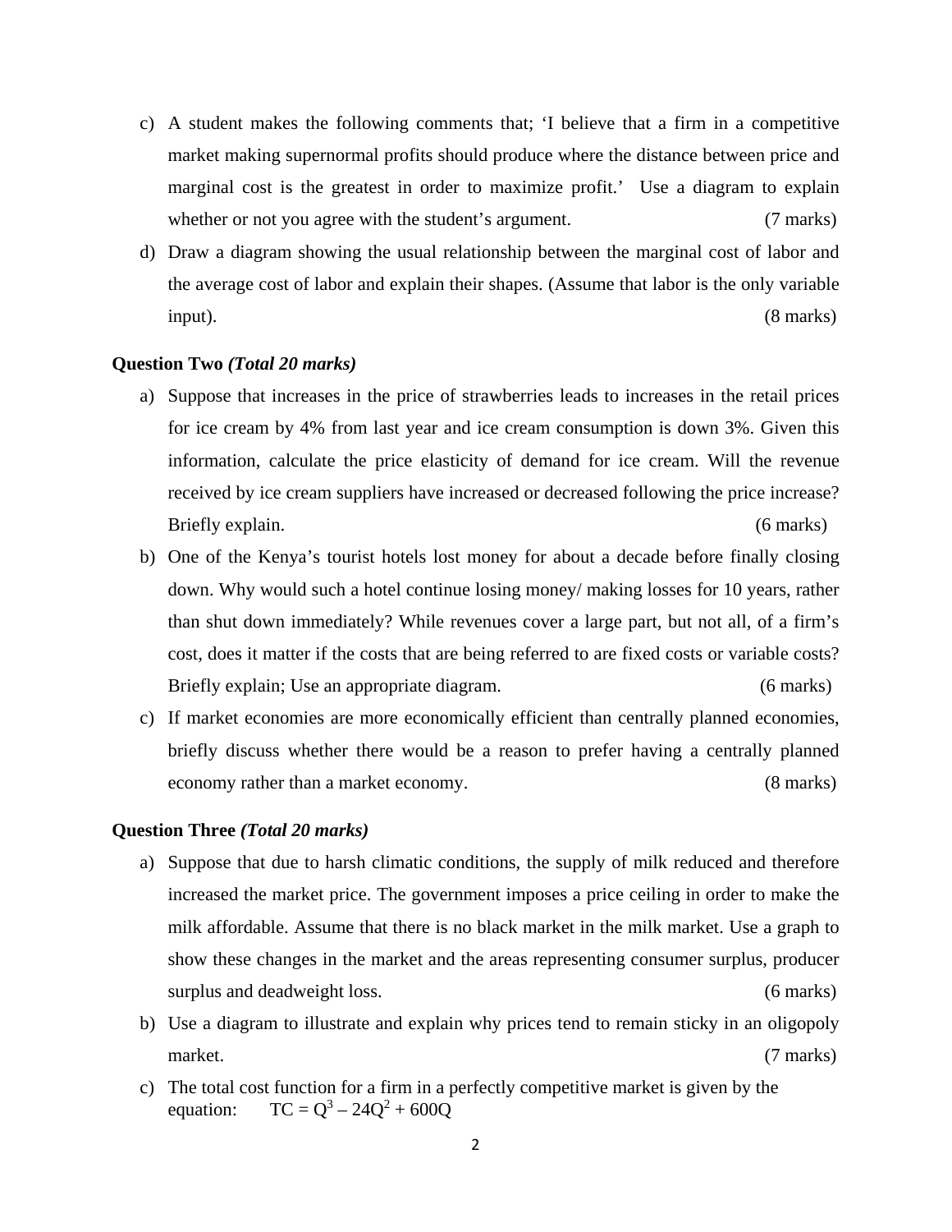c) A student makes the following comments that; 'I believe that a firm in a competitive market making supernormal profits should produce where the distance between price and marginal cost is the greatest in order to maximize profit.' Use a diagram to explain whether or not you agree with the student's argument. (7 marks)

d) Draw a diagram showing the usual relationship between the marginal cost of labor and the average cost of labor and explain their shapes. (Assume that labor is the only variable input). (8 marks)

**Question Two** ***(Total 20 marks)***

a) Suppose that increases in the price of strawberries leads to increases in the retail prices for ice cream by 4% from last year and ice cream consumption is down 3%. Given this information, calculate the price elasticity of demand for ice cream. Will the revenue received by ice cream suppliers have increased or decreased following the price increase? Briefly explain. (6 marks)

b) One of the Kenya's tourist hotels lost money for about a decade before finally closing down. Why would such a hotel continue losing money/ making losses for 10 years, rather than shut down immediately? While revenues cover a large part, but not all, of a firm's cost, does it matter if the costs that are being referred to are fixed costs or variable costs? Briefly explain; Use an appropriate diagram. (6 marks)

c) If market economies are more economically efficient than centrally planned economies, briefly discuss whether there would be a reason to prefer having a centrally planned economy rather than a market economy. (8 marks)

**Question Three** ***(Total 20 marks)***

a) Suppose that due to harsh climatic conditions, the supply of milk reduced and therefore increased the market price. The government imposes a price ceiling in order to make the milk affordable. Assume that there is no black market in the milk market. Use a graph to show these changes in the market and the areas representing consumer surplus, producer surplus and deadweight loss. (6 marks)

b) Use a diagram to illustrate and explain why prices tend to remain sticky in an oligopoly market. (7 marks)

c) The total cost function for a firm in a perfectly competitive market is given by the equation: $TC = Q^3 - 24Q^2 + 600Q$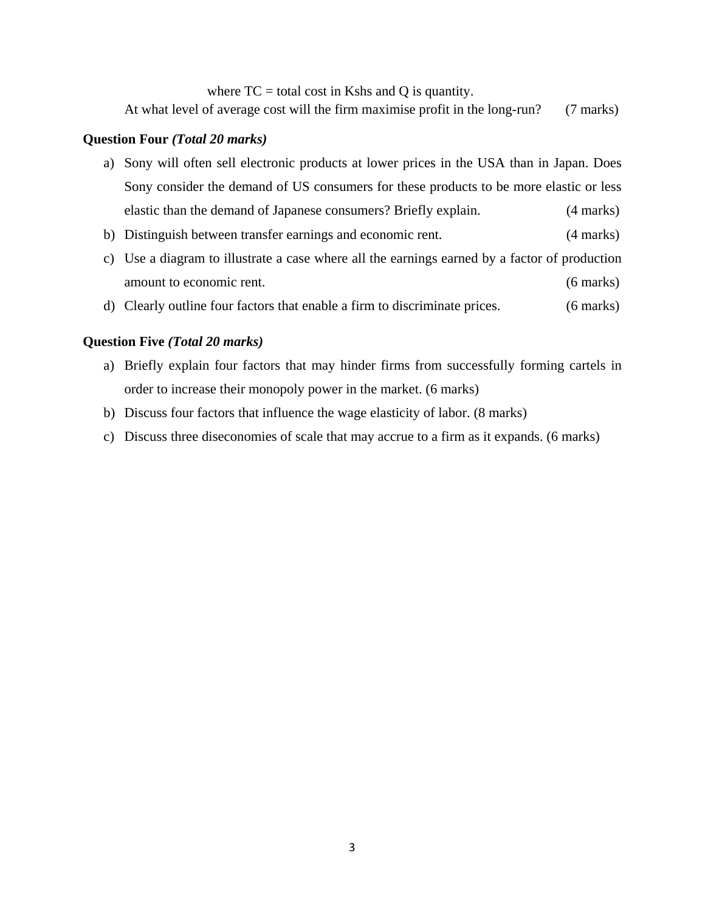where TC = total cost in Kshs and Q is quantity.

At what level of average cost will the firm maximise profit in the long-run? (7 marks)

**Question Four *(Total 20 marks)***

a) Sony will often sell electronic products at lower prices in the USA than in Japan. Does Sony consider the demand of US consumers for these products to be more elastic or less elastic than the demand of Japanese consumers? Briefly explain. (4 marks)

b) Distinguish between transfer earnings and economic rent. (4 marks)

c) Use a diagram to illustrate a case where all the earnings earned by a factor of production amount to economic rent. (6 marks)

d) Clearly outline four factors that enable a firm to discriminate prices. (6 marks)

**Question Five *(Total 20 marks)***

a) Briefly explain four factors that may hinder firms from successfully forming cartels in order to increase their monopoly power in the market. (6 marks)

b) Discuss four factors that influence the wage elasticity of labor. (8 marks)

c) Discuss three diseconomies of scale that may accrue to a firm as it expands. (6 marks)